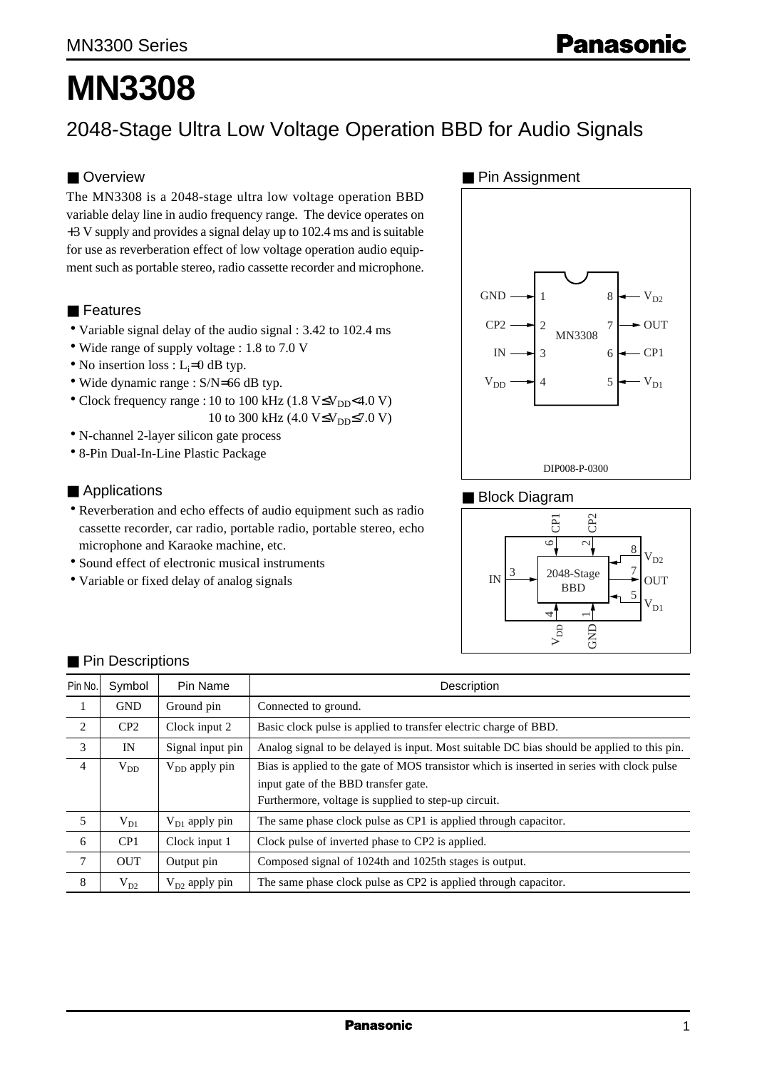MN3300 Series

# MN3308

## 2048-Stage Ultra Low Voltage Operation BBD for Audio Signals

### ■ Overview

The MN3308 is a 2048-stage ultra low voltage operation BBD variable delay line in audio frequency range. The device operates on +3 V supply and provides a signal delay up to 102.4 ms and is suitable for use as reverberation effect of low voltage operation audio equipment such as portable stereo, radio cassette recorder and microphone.

### ■ Features

- Variable signal delay of the audio signal : 3.42 to 102.4 ms
- Wide range of supply voltage : 1.8 to 7.0 V
- No insertion loss : $L_i$=0 dB typ.
- Wide dynamic range : S/N=66 dB typ.
- Clock frequency range : 10 to 100 kHz (1.8 V≤$V_{DD}$<4.0 V)
  10 to 300 kHz (4.0 V≤$V_{DD}$≤7.0 V)
- N-channel 2-layer silicon gate process
- 8-Pin Dual-In-Line Plastic Package

### ■ Applications

- Reverberation and echo effects of audio equipment such as radio cassette recorder, car radio, portable radio, portable stereo, echo microphone and Karaoke machine, etc.
- Sound effect of electronic musical instruments
- Variable or fixed delay of analog signals

### ■ Pin Assignment

GND → 1, CP2 → 2, IN → 3, $V_{DD}$ → 4, $V_{D1}$ → 5, CP1 → 6, OUT ← 7, $V_{D2}$ → 8 (MN3308)

DIP008-P-0300

### ■ Block Diagram

2048-Stage BBD: IN (3), OUT (7), CP1 (6), CP2 (2), $V_{D2}$ (8), $V_{D1}$ (5), $V_{DD}$ (4), GND (1)

### ■ Pin Descriptions

| Pin No. | Symbol | Pin Name | Description |
|---|---|---|---|
| 1 | GND | Ground pin | Connected to ground. |
| 2 | CP2 | Clock input 2 | Basic clock pulse is applied to transfer electric charge of BBD. |
| 3 | IN | Signal input pin | Analog signal to be delayed is input. Most suitable DC bias should be applied to this pin. |
| 4 | $V_{DD}$ | $V_{DD}$ apply pin | Bias is applied to the gate of MOS transistor which is inserted in series with clock pulse input gate of the BBD transfer gate. Furthermore, voltage is supplied to step-up circuit. |
| 5 | $V_{D1}$ | $V_{D1}$ apply pin | The same phase clock pulse as CP1 is applied through capacitor. |
| 6 | CP1 | Clock input 1 | Clock pulse of inverted phase to CP2 is applied. |
| 7 | OUT | Output pin | Composed signal of 1024th and 1025th stages is output. |
| 8 | $V_{D2}$ | $V_{D2}$ apply pin | The same phase clock pulse as CP2 is applied through capacitor. |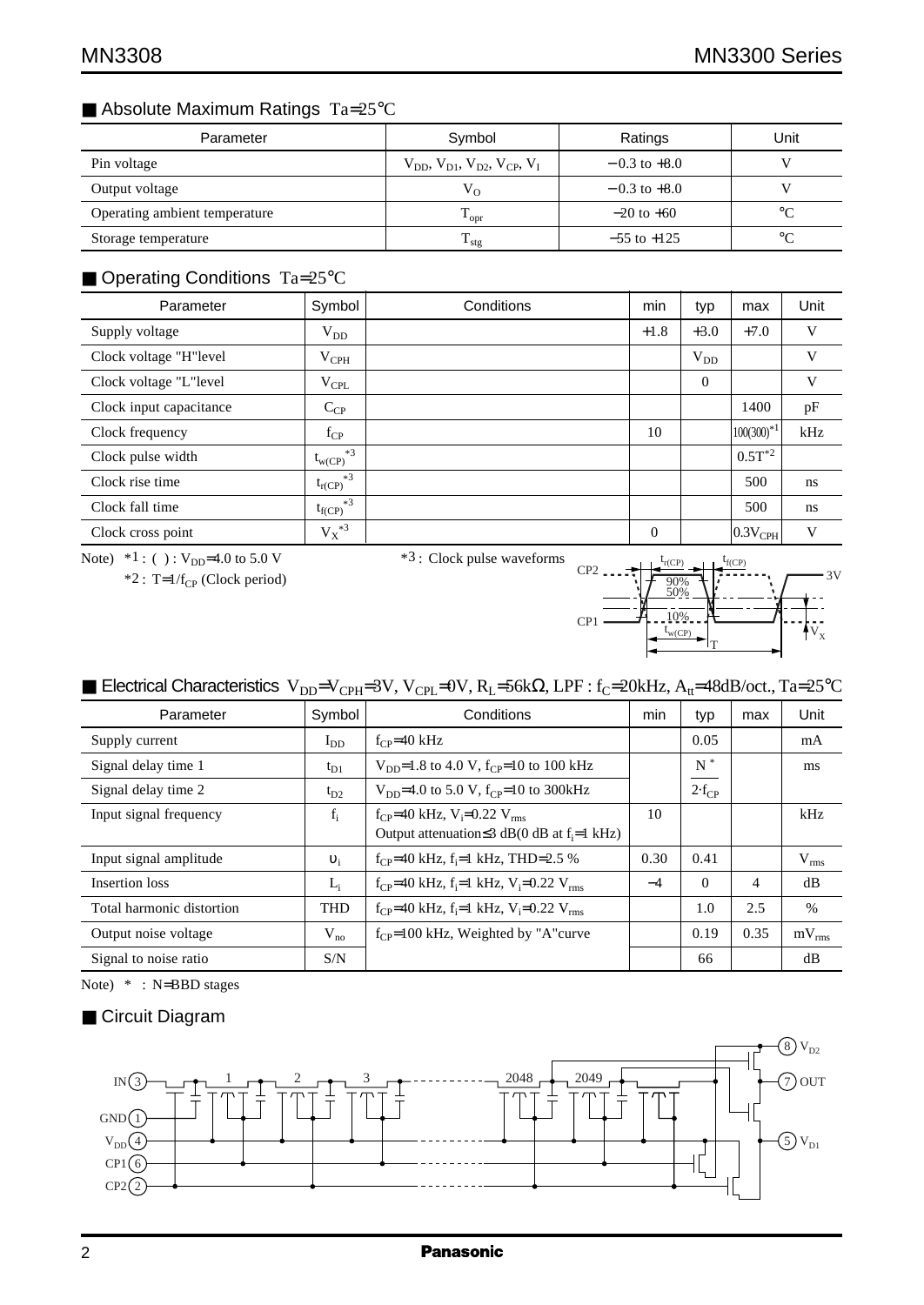## ■ Absolute Maximum Ratings $T_a = 25°C$

| Parameter | Symbol | Ratings | Unit |
|---|---|---|---|
| Pin voltage | $V_{DD}$, $V_{D1}$, $V_{D2}$, $V_{CP}$, $V_I$ | −0.3 to +8.0 | V |
| Output voltage | $V_O$ | −0.3 to +8.0 | V |
| Operating ambient temperature | $T_{opr}$ | −20 to +60 | °C |
| Storage temperature | $T_{stg}$ | −55 to +125 | °C |

## ■ Operating Conditions $T_a = 25°C$

| Parameter | Symbol | Conditions | min | typ | max | Unit |
|---|---|---|---|---|---|---|
| Supply voltage | $V_{DD}$ | | +1.8 | +3.0 | +7.0 | V |
| Clock voltage "H"level | $V_{CPH}$ | | | $V_{DD}$ | | V |
| Clock voltage "L"level | $V_{CPL}$ | | | 0 | | V |
| Clock input capacitance | $C_{CP}$ | | | | 1400 | pF |
| Clock frequency | $f_{CP}$ | | 10 | | 100(300)*1 | kHz |
| Clock pulse width | $t_{w(CP)}$*3 | | | | 0.5T*2 | |
| Clock rise time | $t_{r(CP)}$*3 | | | | 500 | ns |
| Clock fall time | $t_{f(CP)}$*3 | | | | 500 | ns |
| Clock cross point | $V_X$*3 | | 0 | | $0.3V_{CPH}$ | V |

Note) *1 : ( ) : $V_{DD}$=4.0 to 5.0 V
*2 : $T=1/f_{CP}$ (Clock period)

*3 : Clock pulse waveforms

## ■ Electrical Characteristics $V_{DD}=V_{CPH}=3V$, $V_{CPL}=0V$, $R_L=56k\Omega$, LPF : $f_C=20kHz$, $A_{tt}=48dB/oct.$, $T_a=25°C$

| Parameter | Symbol | Conditions | min | typ | max | Unit |
|---|---|---|---|---|---|---|
| Supply current | $I_{DD}$ | $f_{CP}$=40 kHz | | 0.05 | | mA |
| Signal delay time 1 | $t_{D1}$ | $V_{DD}$=1.8 to 4.0 V, $f_{CP}$=10 to 100 kHz | | $\frac{N^*}{2 \cdot f_{CP}}$ | | ms |
| Signal delay time 2 | $t_{D2}$ | $V_{DD}$=4.0 to 5.0 V, $f_{CP}$=10 to 300kHz | | | | |
| Input signal frequency | $f_i$ | $f_{CP}$=40 kHz, $V_i$=0.22 $V_{rms}$ Output attenuation≤3 dB(0 dB at $f_i$=1 kHz) | 10 | | | kHz |
| Input signal amplitude | $\upsilon_i$ | $f_{CP}$=40 kHz, $f_i$=1 kHz, THD=2.5 % | 0.30 | 0.41 | | $V_{rms}$ |
| Insertion loss | $L_i$ | $f_{CP}$=40 kHz, $f_i$=1 kHz, $V_i$=0.22 $V_{rms}$ | −4 | 0 | 4 | dB |
| Total harmonic distortion | THD | $f_{CP}$=40 kHz, $f_i$=1 kHz, $V_i$=0.22 $V_{rms}$ | | 1.0 | 2.5 | % |
| Output noise voltage | $V_{no}$ | $f_{CP}$=100 kHz, Weighted by "A"curve | | 0.19 | 0.35 | $mV_{rms}$ |
| Signal to noise ratio | S/N | | | 66 | | dB |

Note) * : N=BBD stages

## ■ Circuit Diagram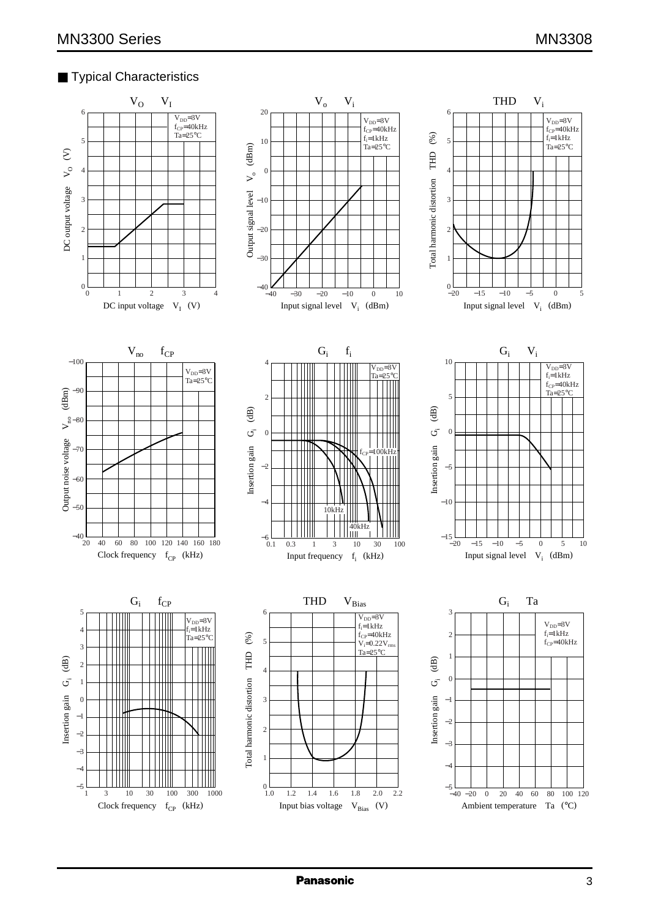## ■ Typical Characteristics

### $V_O$ — $V_I$

$V_{DD}$=3V
$f_{CP}$=40kHz
Ta=25°C

DC output voltage $V_O$ (V)

DC input voltage $V_I$ (V)

### $V_o$ — $V_i$

$V_{DD}$=3V
$f_{CP}$=40kHz
$f_i$=1kHz
Ta=25°C

Output signal level $V_o$ (dBm)

Input signal level $V_i$ (dBm)

### THD — $V_i$

$V_{DD}$=3V
$f_{CP}$=40kHz
$f_i$=1kHz
Ta=25°C

Total harmonic distortion THD (%)

Input signal level $V_i$ (dBm)

### $V_{no}$ — $f_{CP}$

$V_{DD}$=3V
Ta=25°C

Output noise voltage $V_{no}$ (dBm)

Clock frequency $f_{CP}$ (kHz)

### $G_i$ — $f_i$

$V_{DD}$=3V
Ta=25°C

$f_{CP}$=100kHz, 10kHz, 40kHz

Insertion gain $G_i$ (dB)

Input frequency $f_i$ (kHz)

### $G_i$ — $V_i$

$V_{DD}$=3V
$f_i$=1kHz
$f_{CP}$=40kHz
Ta=25°C

Insertion gain $G_i$ (dB)

Input signal level $V_i$ (dBm)

### $G_i$ — $f_{CP}$

$V_{DD}$=3V
$f_i$=1kHz
Ta=25°C

Insertion gain $G_i$ (dB)

Clock frequency $f_{CP}$ (kHz)

### THD — $V_{Bias}$

$V_{DD}$=3V
$f_i$=1kHz
$f_{CP}$=40kHz
$V_i$=0.22$V_{rms}$
Ta=25°C

Total harmonic distortion THD (%)

Input bias voltage $V_{Bias}$ (V)

### $G_i$ — Ta

$V_{DD}$=3V
$f_i$=1kHz
$f_{CP}$=40kHz

Insertion gain $G_i$ (dB)

Ambient temperature Ta (°C)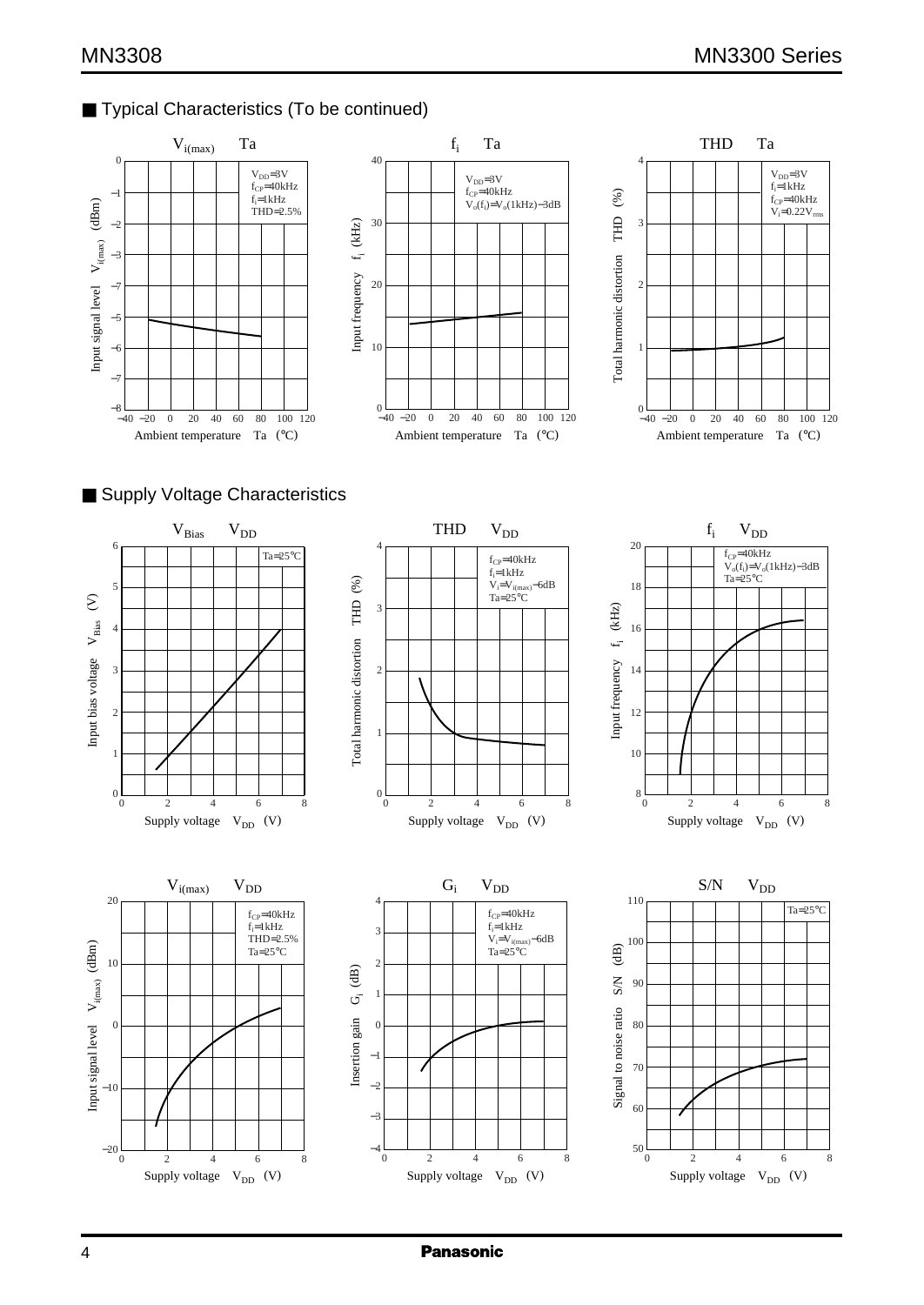## ■ Typical Characteristics (To be continued)

$V_{i(max)}$ — Ta

$V_{DD}$=3V
$f_{CP}$=40kHz
$f_i$=1kHz
THD=2.5%

Input signal level $V_{i(max)}$ (dBm)

Ambient temperature Ta (°C)

$f_i$ — Ta

$V_{DD}$=3V
$f_{CP}$=40kHz
$V_o(f_i)$=$V_o$(1kHz)−3dB

Input frequency $f_i$ (kHz)

Ambient temperature Ta (°C)

THD — Ta

$V_{DD}$=3V
$f_i$=1kHz
$f_{CP}$=40kHz
$V_i$=0.22$V_{rms}$

Total harmonic distortion THD (%)

Ambient temperature Ta (°C)

## ■ Supply Voltage Characteristics

$V_{Bias}$ — $V_{DD}$

Ta=25°C

Input bias voltage $V_{Bias}$ (V)

Supply voltage $V_{DD}$ (V)

THD — $V_{DD}$

$f_{CP}$=40kHz
$f_i$=1kHz
$V_i$=$V_{i(max)}$−6dB
Ta=25°C

Total harmonic distortion THD (%)

Supply voltage $V_{DD}$ (V)

$f_i$ — $V_{DD}$

$f_{CP}$=40kHz
$V_o(f_i)$=$V_o$(1kHz)−3dB
Ta=25°C

Input frequency $f_i$ (kHz)

Supply voltage $V_{DD}$ (V)

$V_{i(max)}$ — $V_{DD}$

$f_{CP}$=40kHz
$f_i$=1kHz
THD=2.5%
Ta=25°C

Input signal level $V_{i(max)}$ (dBm)

Supply voltage $V_{DD}$ (V)

$G_i$ — $V_{DD}$

$f_{CP}$=40kHz
$f_i$=1kHz
$V_i$=$V_{i(max)}$−6dB
Ta=25°C

Insertion gain $G_i$ (dB)

Supply voltage $V_{DD}$ (V)

S/N — $V_{DD}$

Ta=25°C

Signal to noise ratio S/N (dB)

Supply voltage $V_{DD}$ (V)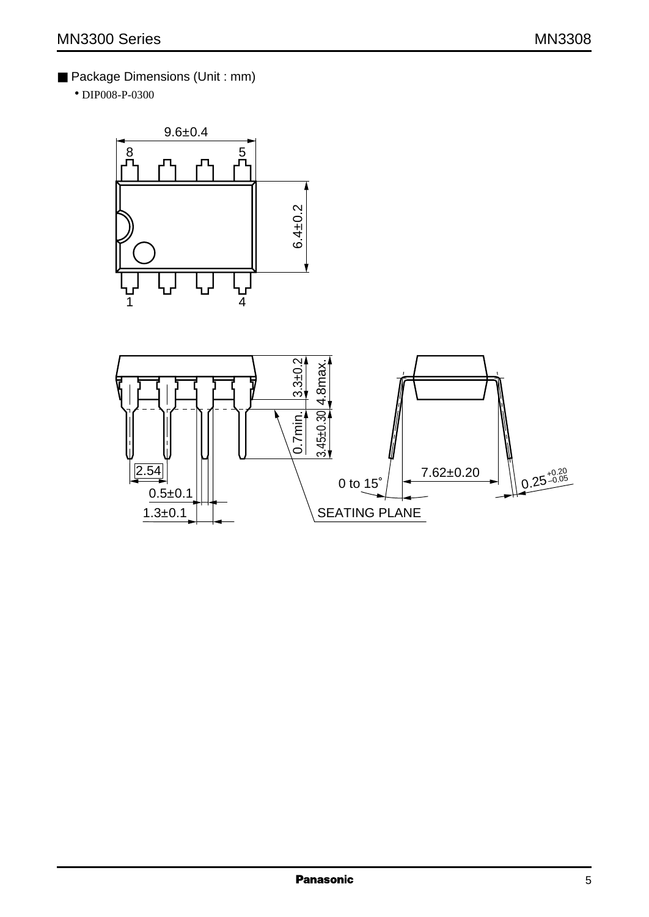## ■ Package Dimensions (Unit : mm)

• DIP008-P-0300

9.6±0.4

8
5
1
4

6.4±0.2

3.3±0.2
4.8max.
0.7min.
3.45±0.30

2.54
0.5±0.1
1.3±0.1

7.62±0.20
0 to 15°
$0.25^{+0.20}_{-0.05}$

SEATING PLANE